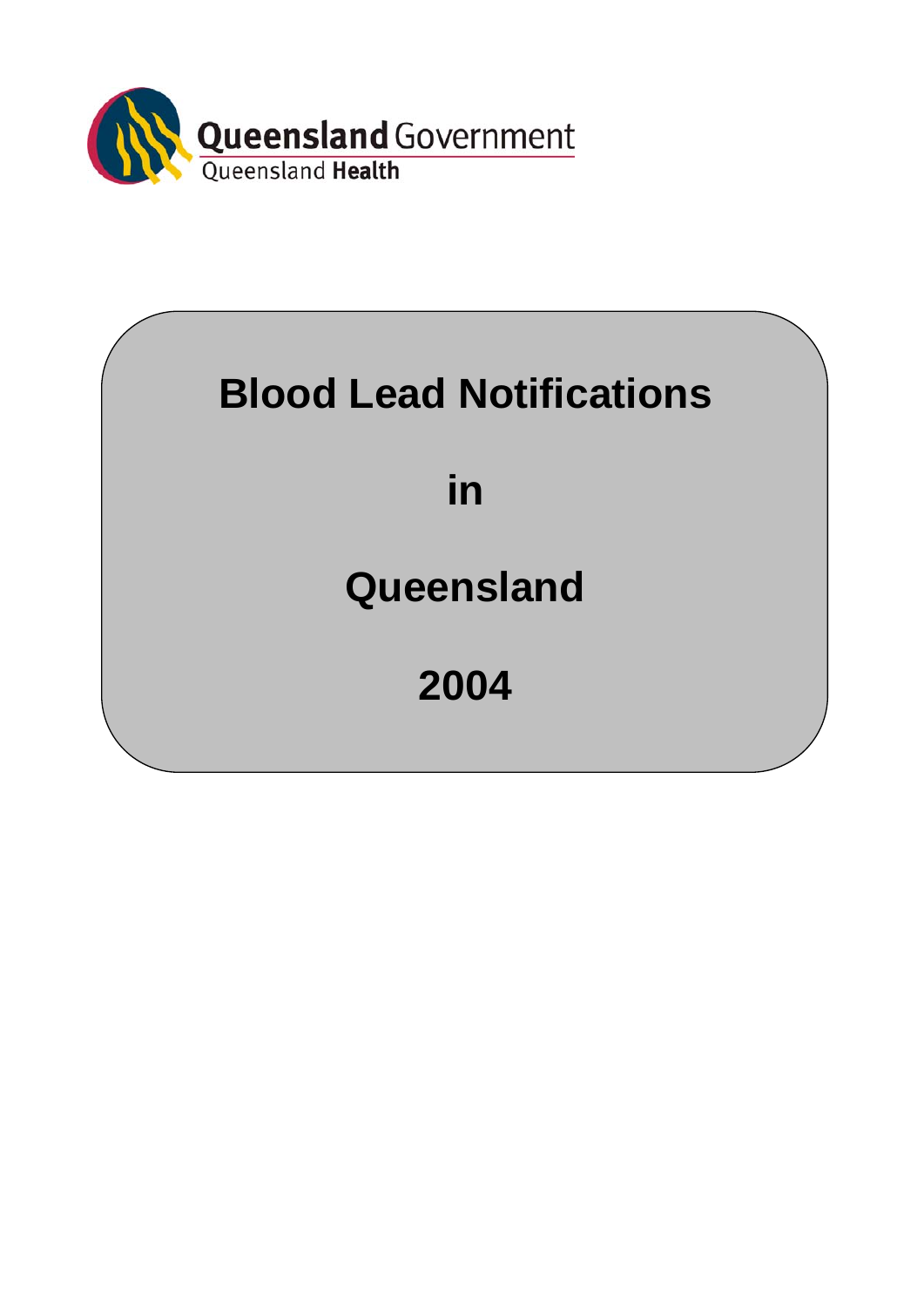Queensland Government
Queensland Health

# Blood Lead Notifications

# in

# Queensland

# 2004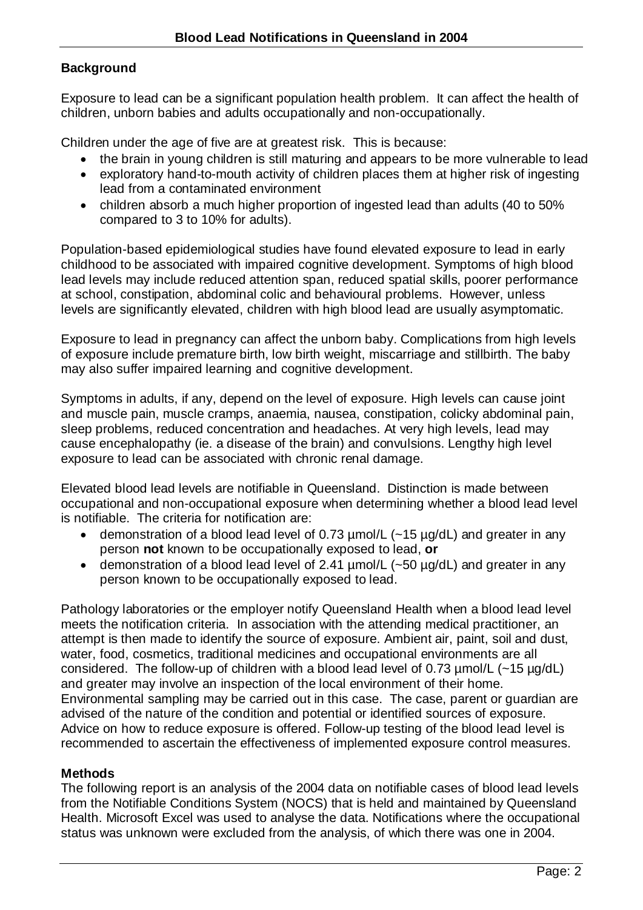## Background

Exposure to lead can be a significant population health problem. It can affect the health of children, unborn babies and adults occupationally and non-occupationally.

Children under the age of five are at greatest risk. This is because:

- the brain in young children is still maturing and appears to be more vulnerable to lead
- exploratory hand-to-mouth activity of children places them at higher risk of ingesting lead from a contaminated environment
- children absorb a much higher proportion of ingested lead than adults (40 to 50% compared to 3 to 10% for adults).

Population-based epidemiological studies have found elevated exposure to lead in early childhood to be associated with impaired cognitive development. Symptoms of high blood lead levels may include reduced attention span, reduced spatial skills, poorer performance at school, constipation, abdominal colic and behavioural problems. However, unless levels are significantly elevated, children with high blood lead are usually asymptomatic.

Exposure to lead in pregnancy can affect the unborn baby. Complications from high levels of exposure include premature birth, low birth weight, miscarriage and stillbirth. The baby may also suffer impaired learning and cognitive development.

Symptoms in adults, if any, depend on the level of exposure. High levels can cause joint and muscle pain, muscle cramps, anaemia, nausea, constipation, colicky abdominal pain, sleep problems, reduced concentration and headaches. At very high levels, lead may cause encephalopathy (ie. a disease of the brain) and convulsions. Lengthy high level exposure to lead can be associated with chronic renal damage.

Elevated blood lead levels are notifiable in Queensland. Distinction is made between occupational and non-occupational exposure when determining whether a blood lead level is notifiable. The criteria for notification are:

- demonstration of a blood lead level of 0.73 µmol/L (~15 µg/dL) and greater in any person **not** known to be occupationally exposed to lead, **or**
- demonstration of a blood lead level of 2.41 µmol/L (~50 µg/dL) and greater in any person known to be occupationally exposed to lead.

Pathology laboratories or the employer notify Queensland Health when a blood lead level meets the notification criteria. In association with the attending medical practitioner, an attempt is then made to identify the source of exposure. Ambient air, paint, soil and dust, water, food, cosmetics, traditional medicines and occupational environments are all considered. The follow-up of children with a blood lead level of 0.73 µmol/L (~15 µg/dL) and greater may involve an inspection of the local environment of their home. Environmental sampling may be carried out in this case. The case, parent or guardian are advised of the nature of the condition and potential or identified sources of exposure. Advice on how to reduce exposure is offered. Follow-up testing of the blood lead level is recommended to ascertain the effectiveness of implemented exposure control measures.

## Methods

The following report is an analysis of the 2004 data on notifiable cases of blood lead levels from the Notifiable Conditions System (NOCS) that is held and maintained by Queensland Health. Microsoft Excel was used to analyse the data. Notifications where the occupational status was unknown were excluded from the analysis, of which there was one in 2004.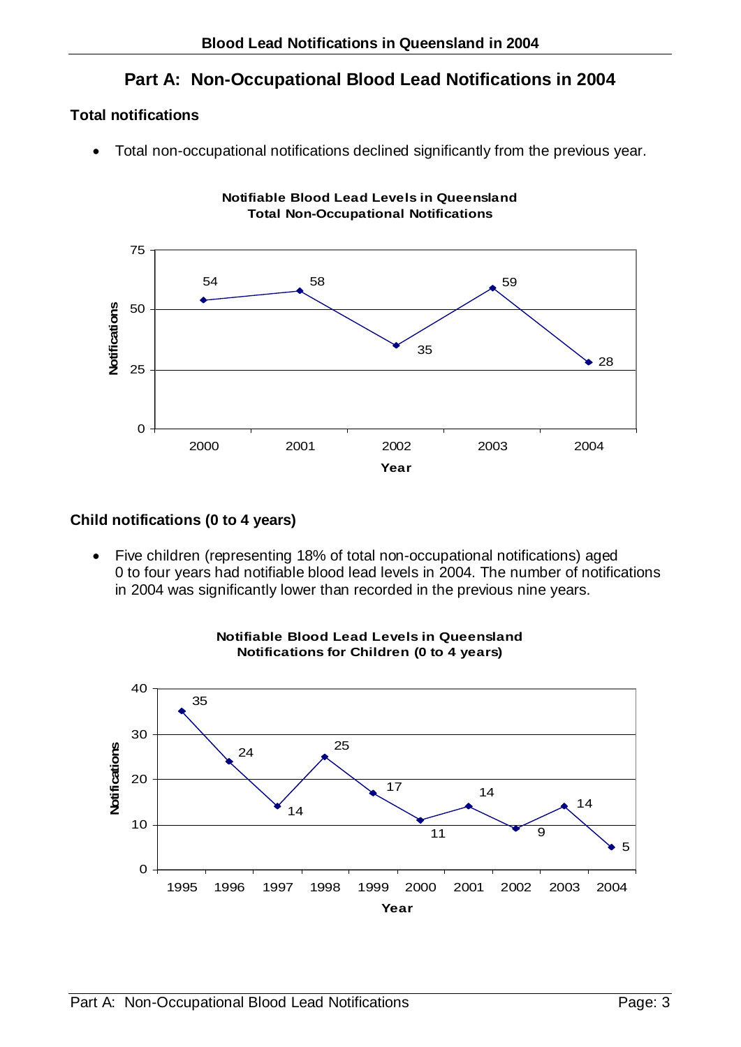## Part A: Non-Occupational Blood Lead Notifications in 2004

### Total notifications

- Total non-occupational notifications declined significantly from the previous year.

**Notifiable Blood Lead Levels in Queensland**
**Total Non-Occupational Notifications**

| Year | Notifications |
|---|---|
| 2000 | 54 |
| 2001 | 58 |
| 2002 | 35 |
| 2003 | 59 |
| 2004 | 28 |

### Child notifications (0 to 4 years)

- Five children (representing 18% of total non-occupational notifications) aged 0 to four years had notifiable blood lead levels in 2004. The number of notifications in 2004 was significantly lower than recorded in the previous nine years.

**Notifiable Blood Lead Levels in Queensland**
**Notifications for Children (0 to 4 years)**

| Year | Notifications |
|---|---|
| 1995 | 35 |
| 1996 | 24 |
| 1997 | 14 |
| 1998 | 25 |
| 1999 | 17 |
| 2000 | 11 |
| 2001 | 14 |
| 2002 | 9 |
| 2003 | 14 |
| 2004 | 5 |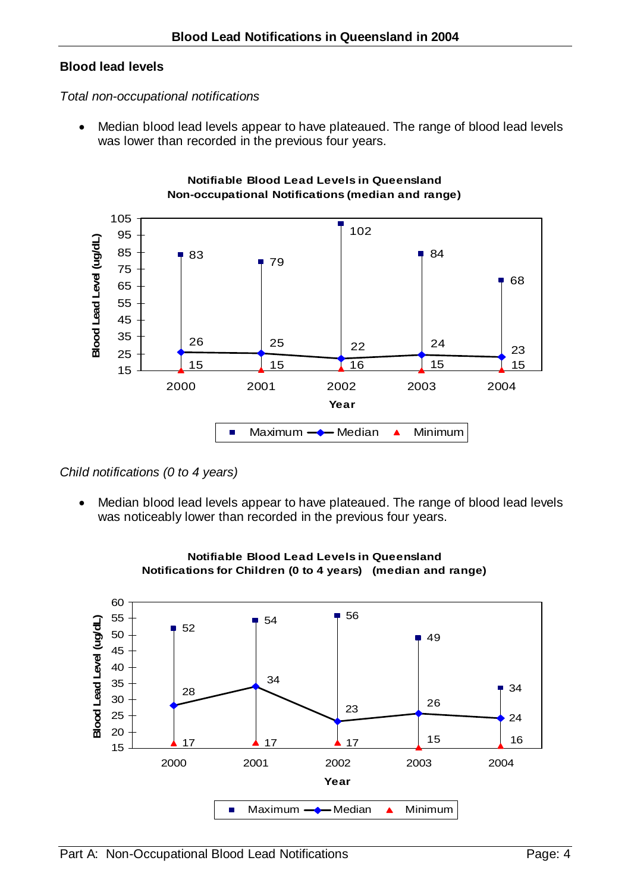## Blood lead levels

*Total non-occupational notifications*

- Median blood lead levels appear to have plateaued. The range of blood lead levels was lower than recorded in the previous four years.

**Notifiable Blood Lead Levels in Queensland**
**Non-occupational Notifications (median and range)**

| Year | Maximum | Median | Minimum |
|---|---|---|---|
| 2000 | 83 | 26 | 15 |
| 2001 | 79 | 25 | 15 |
| 2002 | 102 | 22 | 16 |
| 2003 | 84 | 24 | 15 |
| 2004 | 68 | 23 | 15 |

*Child notifications (0 to 4 years)*

- Median blood lead levels appear to have plateaued. The range of blood lead levels was noticeably lower than recorded in the previous four years.

**Notifiable Blood Lead Levels in Queensland**
**Notifications for Children (0 to 4 years) (median and range)**

| Year | Maximum | Median | Minimum |
|---|---|---|---|
| 2000 | 52 | 28 | 17 |
| 2001 | 54 | 34 | 17 |
| 2002 | 56 | 23 | 17 |
| 2003 | 49 | 26 | 15 |
| 2004 | 34 | 24 | 16 |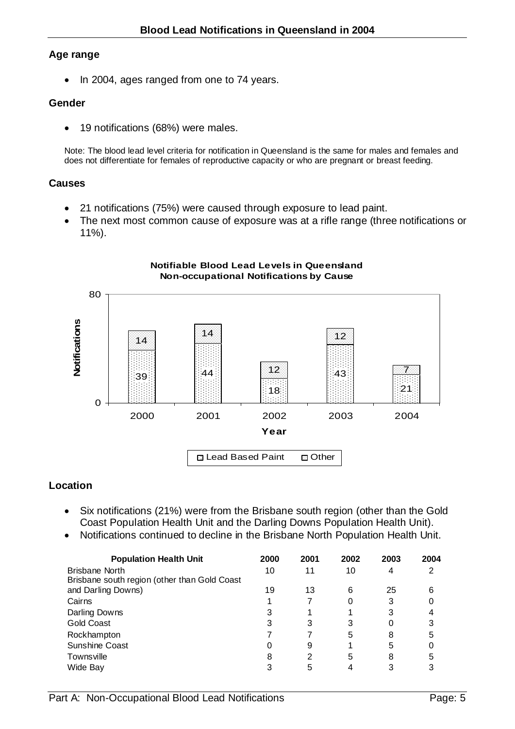### Age range

- In 2004, ages ranged from one to 74 years.

### Gender

- 19 notifications (68%) were males.

Note: The blood lead level criteria for notification in Queensland is the same for males and females and does not differentiate for females of reproductive capacity or who are pregnant or breast feeding.

### Causes

- 21 notifications (75%) were caused through exposure to lead paint.
- The next most common cause of exposure was at a rifle range (three notifications or 11%).

**Notifiable Blood Lead Levels in Queensland**
**Non-occupational Notifications by Cause**

| Year | Lead Based Paint | Other |
|---|---|---|
| 2000 | 39 | 14 |
| 2001 | 44 | 14 |
| 2002 | 18 | 12 |
| 2003 | 43 | 12 |
| 2004 | 21 | 7 |

### Location

- Six notifications (21%) were from the Brisbane south region (other than the Gold Coast Population Health Unit and the Darling Downs Population Health Unit).
- Notifications continued to decline in the Brisbane North Population Health Unit.

| Population Health Unit | 2000 | 2001 | 2002 | 2003 | 2004 |
|---|---|---|---|---|---|
| Brisbane North | 10 | 11 | 10 | 4 | 2 |
| Brisbane south region (other than Gold Coast and Darling Downs) | 19 | 13 | 6 | 25 | 6 |
| Cairns | 1 | 7 | 0 | 3 | 0 |
| Darling Downs | 3 | 1 | 1 | 3 | 4 |
| Gold Coast | 3 | 3 | 3 | 0 | 3 |
| Rockhampton | 7 | 7 | 5 | 8 | 5 |
| Sunshine Coast | 0 | 9 | 1 | 5 | 0 |
| Townsville | 8 | 2 | 5 | 8 | 5 |
| Wide Bay | 3 | 5 | 4 | 3 | 3 |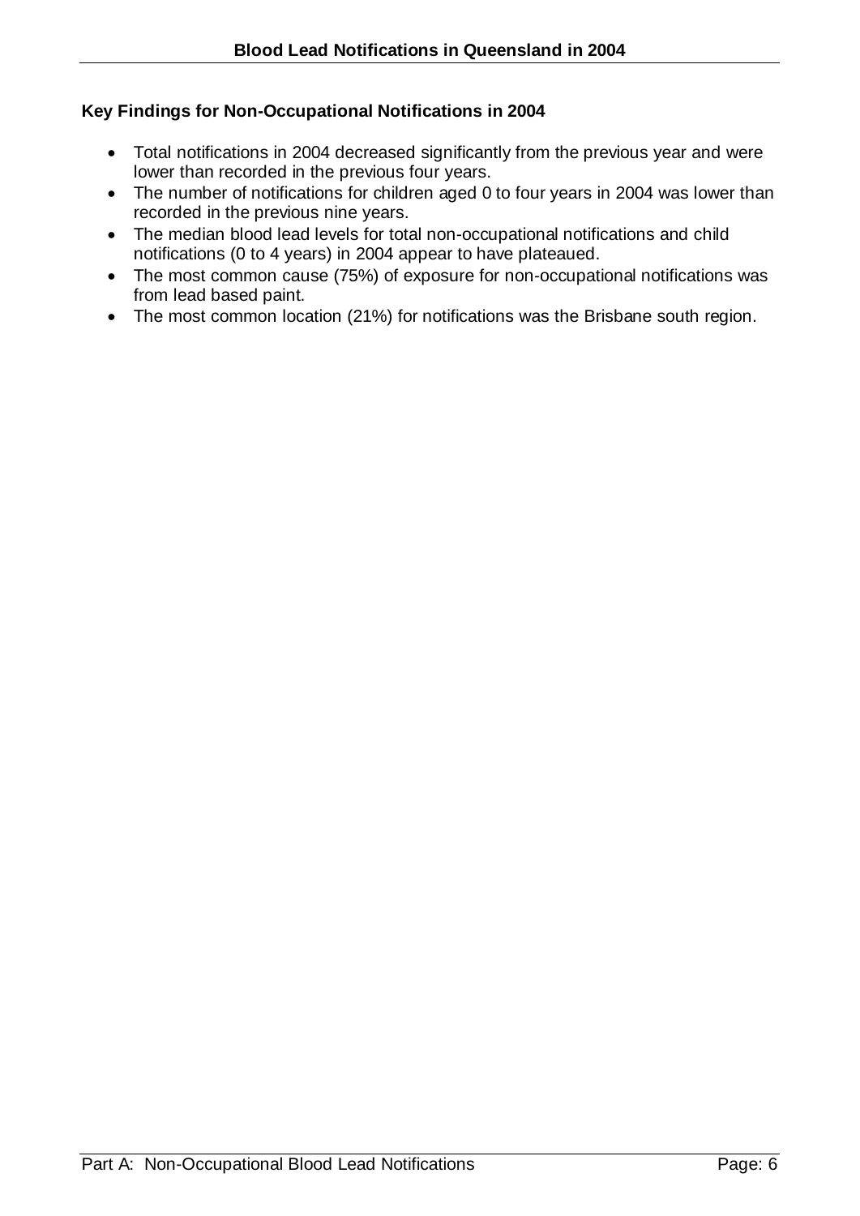### Key Findings for Non-Occupational Notifications in 2004

- Total notifications in 2004 decreased significantly from the previous year and were lower than recorded in the previous four years.
- The number of notifications for children aged 0 to four years in 2004 was lower than recorded in the previous nine years.
- The median blood lead levels for total non-occupational notifications and child notifications (0 to 4 years) in 2004 appear to have plateaued.
- The most common cause (75%) of exposure for non-occupational notifications was from lead based paint.
- The most common location (21%) for notifications was the Brisbane south region.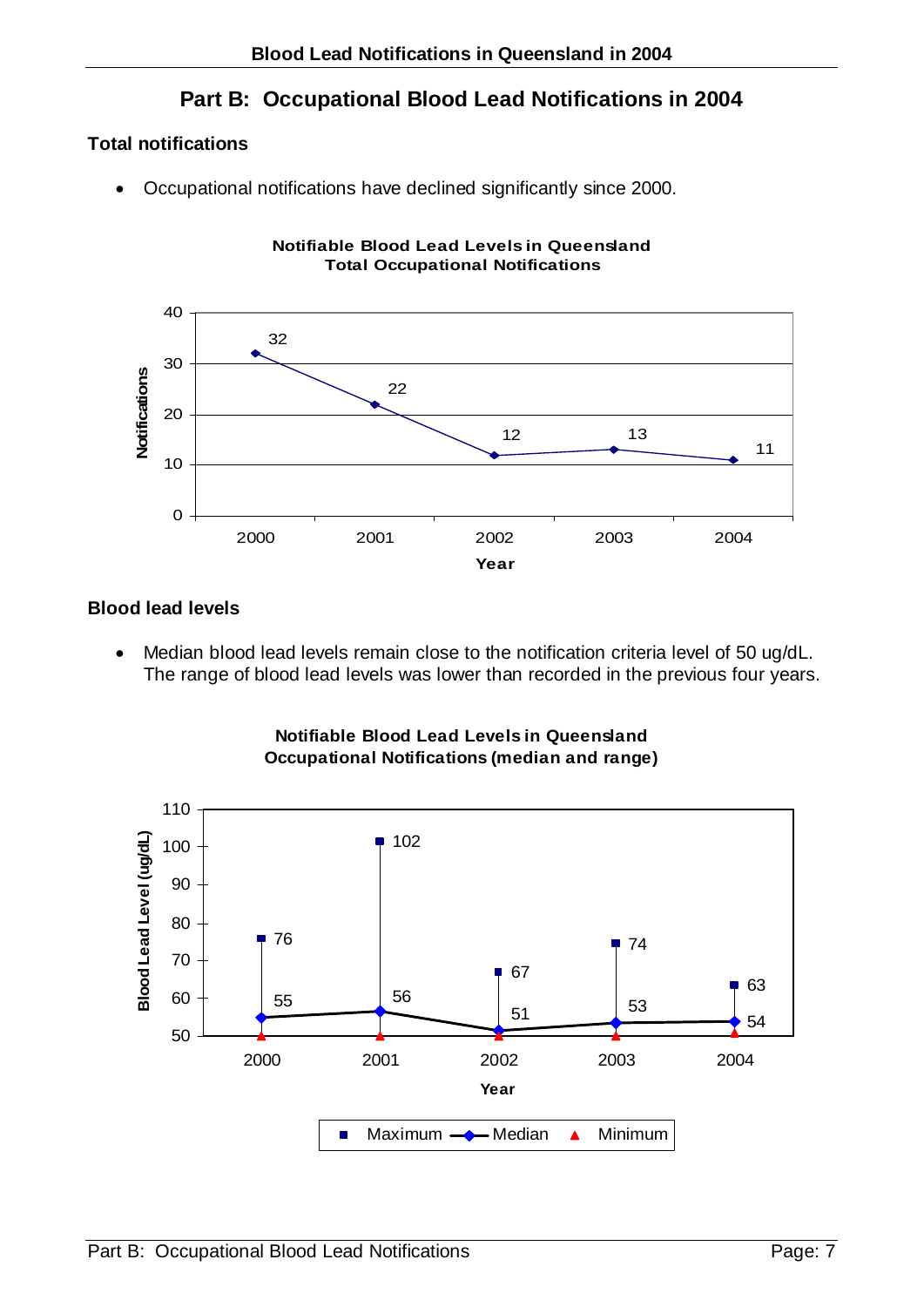# Part B: Occupational Blood Lead Notifications in 2004

### Total notifications

- Occupational notifications have declined significantly since 2000.

**Notifiable Blood Lead Levels in Queensland**
**Total Occupational Notifications**

| Year | Notifications |
|---|---|
| 2000 | 32 |
| 2001 | 22 |
| 2002 | 12 |
| 2003 | 13 |
| 2004 | 11 |

### Blood lead levels

- Median blood lead levels remain close to the notification criteria level of 50 ug/dL. The range of blood lead levels was lower than recorded in the previous four years.

**Notifiable Blood Lead Levels in Queensland**
**Occupational Notifications (median and range)**

| Year | Maximum | Median |
|---|---|---|
| 2000 | 76 | 55 |
| 2001 | 102 | 56 |
| 2002 | 67 | 51 |
| 2003 | 74 | 53 |
| 2004 | 63 | 54 |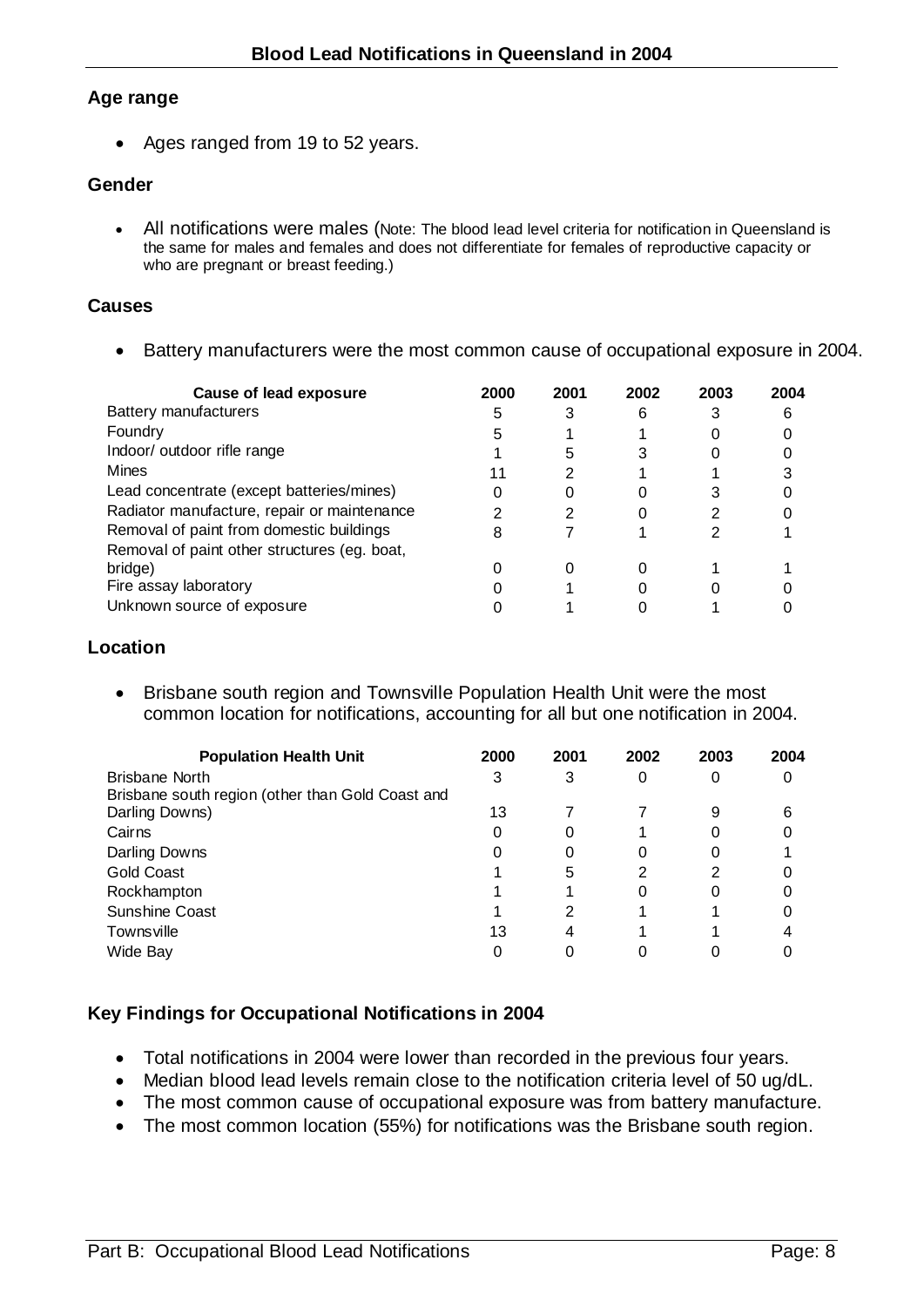## Age range

- Ages ranged from 19 to 52 years.

## Gender

- All notifications were males (Note: The blood lead level criteria for notification in Queensland is the same for males and females and does not differentiate for females of reproductive capacity or who are pregnant or breast feeding.)

## Causes

- Battery manufacturers were the most common cause of occupational exposure in 2004.

| Cause of lead exposure | 2000 | 2001 | 2002 | 2003 | 2004 |
|---|---|---|---|---|---|
| Battery manufacturers | 5 | 3 | 6 | 3 | 6 |
| Foundry | 5 | 1 | 1 | 0 | 0 |
| Indoor/ outdoor rifle range | 1 | 5 | 3 | 0 | 0 |
| Mines | 11 | 2 | 1 | 1 | 3 |
| Lead concentrate (except batteries/mines) | 0 | 0 | 0 | 3 | 0 |
| Radiator manufacture, repair or maintenance | 2 | 2 | 0 | 2 | 0 |
| Removal of paint from domestic buildings | 8 | 7 | 1 | 2 | 1 |
| Removal of paint other structures (eg. boat, bridge) | 0 | 0 | 0 | 1 | 1 |
| Fire assay laboratory | 0 | 1 | 0 | 0 | 0 |
| Unknown source of exposure | 0 | 1 | 0 | 1 | 0 |

## Location

- Brisbane south region and Townsville Population Health Unit were the most common location for notifications, accounting for all but one notification in 2004.

| Population Health Unit | 2000 | 2001 | 2002 | 2003 | 2004 |
|---|---|---|---|---|---|
| Brisbane North | 3 | 3 | 0 | 0 | 0 |
| Brisbane south region (other than Gold Coast and Darling Downs) | 13 | 7 | 7 | 9 | 6 |
| Cairns | 0 | 0 | 1 | 0 | 0 |
| Darling Downs | 0 | 0 | 0 | 0 | 1 |
| Gold Coast | 1 | 5 | 2 | 2 | 0 |
| Rockhampton | 1 | 1 | 0 | 0 | 0 |
| Sunshine Coast | 1 | 2 | 1 | 1 | 0 |
| Townsville | 13 | 4 | 1 | 1 | 4 |
| Wide Bay | 0 | 0 | 0 | 0 | 0 |

## Key Findings for Occupational Notifications in 2004

- Total notifications in 2004 were lower than recorded in the previous four years.
- Median blood lead levels remain close to the notification criteria level of 50 ug/dL.
- The most common cause of occupational exposure was from battery manufacture.
- The most common location (55%) for notifications was the Brisbane south region.